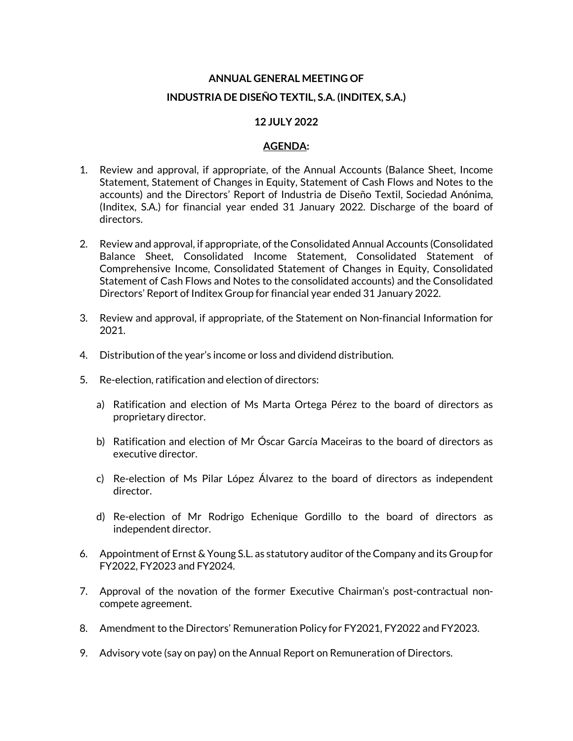**ANNUAL GENERAL MEETING OF**

**INDUSTRIA DE DISEÑO TEXTIL, S.A. (INDITEX, S.A.)**

**12 JULY 2022**

**AGENDA:**

1. Review and approval, if appropriate, of the Annual Accounts (Balance Sheet, Income Statement, Statement of Changes in Equity, Statement of Cash Flows and Notes to the accounts) and the Directors' Report of Industria de Diseño Textil, Sociedad Anónima, (Inditex, S.A.) for financial year ended 31 January 2022. Discharge of the board of directors.

2. Review and approval, if appropriate, of the Consolidated Annual Accounts (Consolidated Balance Sheet, Consolidated Income Statement, Consolidated Statement of Comprehensive Income, Consolidated Statement of Changes in Equity, Consolidated Statement of Cash Flows and Notes to the consolidated accounts) and the Consolidated Directors' Report of Inditex Group for financial year ended 31 January 2022.

3. Review and approval, if appropriate, of the Statement on Non-financial Information for 2021.

4. Distribution of the year's income or loss and dividend distribution.

5. Re-election, ratification and election of directors:

   a) Ratification and election of Ms Marta Ortega Pérez to the board of directors as proprietary director.

   b) Ratification and election of Mr Óscar García Maceiras to the board of directors as executive director.

   c) Re-election of Ms Pilar López Álvarez to the board of directors as independent director.

   d) Re-election of Mr Rodrigo Echenique Gordillo to the board of directors as independent director.

6. Appointment of Ernst & Young S.L. as statutory auditor of the Company and its Group for FY2022, FY2023 and FY2024.

7. Approval of the novation of the former Executive Chairman's post-contractual non-compete agreement.

8. Amendment to the Directors' Remuneration Policy for FY2021, FY2022 and FY2023.

9. Advisory vote (say on pay) on the Annual Report on Remuneration of Directors.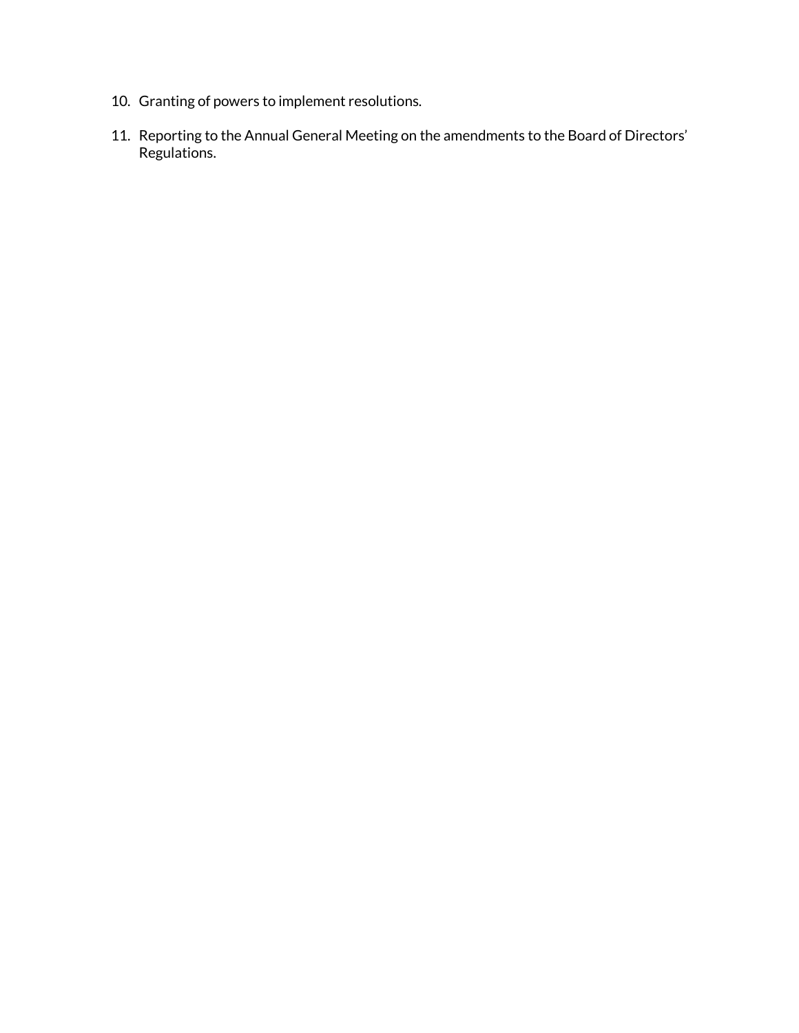10. Granting of powers to implement resolutions.

11. Reporting to the Annual General Meeting on the amendments to the Board of Directors' Regulations.